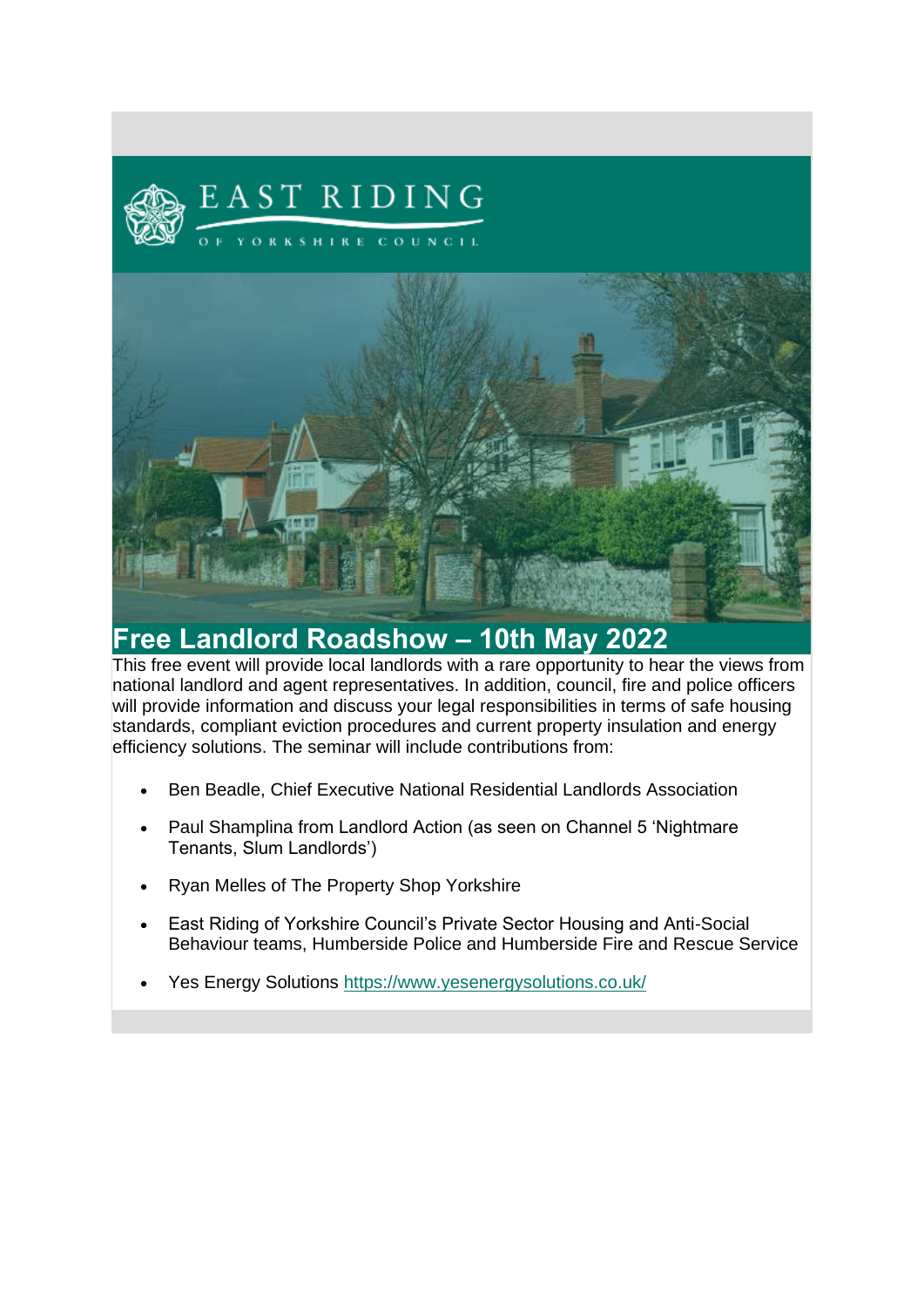EAST RIDING

OF YORKSHIRE COUNCIL

# Free Landlord Roadshow – 10th May 2022

This free event will provide local landlords with a rare opportunity to hear the views from national landlord and agent representatives. In addition, council, fire and police officers will provide information and discuss your legal responsibilities in terms of safe housing standards, compliant eviction procedures and current property insulation and energy efficiency solutions. The seminar will include contributions from:

- Ben Beadle, Chief Executive National Residential Landlords Association
- Paul Shamplina from Landlord Action (as seen on Channel 5 'Nightmare Tenants, Slum Landlords')
- Ryan Melles of The Property Shop Yorkshire
- East Riding of Yorkshire Council's Private Sector Housing and Anti-Social Behaviour teams, Humberside Police and Humberside Fire and Rescue Service
- Yes Energy Solutions https://www.yesenergysolutions.co.uk/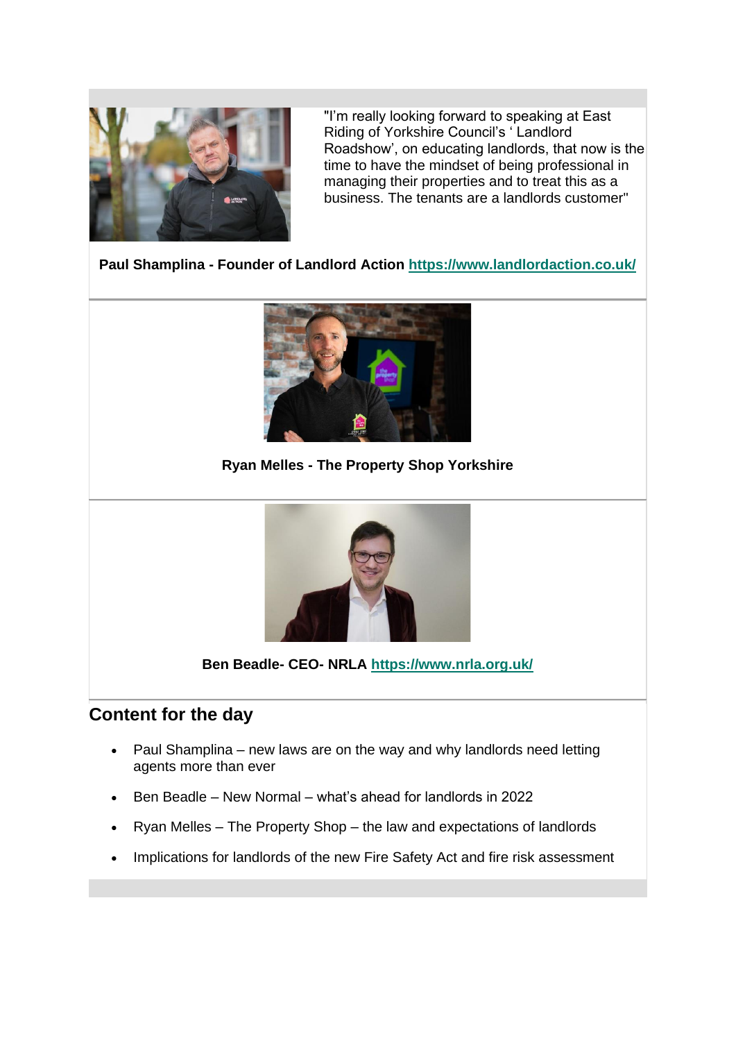"I'm really looking forward to speaking at East Riding of Yorkshire Council's ' Landlord Roadshow', on educating landlords, that now is the time to have the mindset of being professional in managing their properties and to treat this as a business. The tenants are a landlords customer"

**Paul Shamplina - Founder of Landlord Action https://www.landlordaction.co.uk/**

**Ryan Melles - The Property Shop Yorkshire**

**Ben Beadle- CEO- NRLA https://www.nrla.org.uk/**

## Content for the day

- Paul Shamplina – new laws are on the way and why landlords need letting agents more than ever
- Ben Beadle – New Normal – what's ahead for landlords in 2022
- Ryan Melles – The Property Shop – the law and expectations of landlords
- Implications for landlords of the new Fire Safety Act and fire risk assessment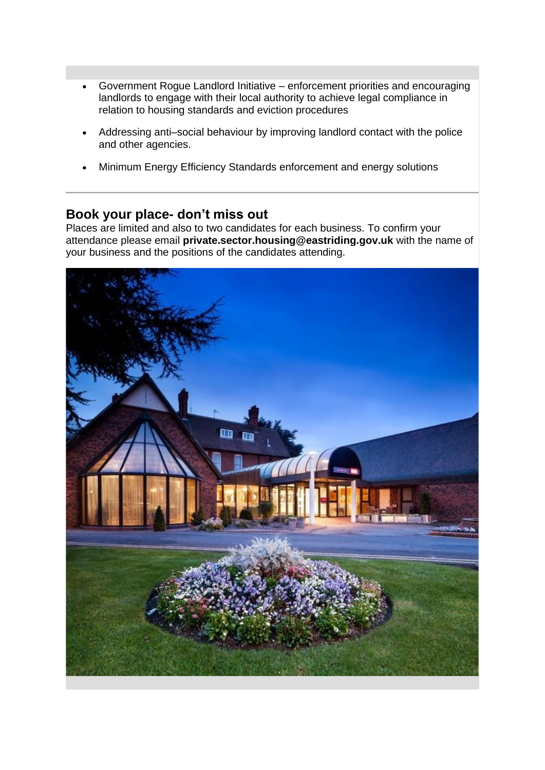- Government Rogue Landlord Initiative – enforcement priorities and encouraging landlords to engage with their local authority to achieve legal compliance in relation to housing standards and eviction procedures
- Addressing anti–social behaviour by improving landlord contact with the police and other agencies.
- Minimum Energy Efficiency Standards enforcement and energy solutions

## Book your place- don't miss out

Places are limited and also to two candidates for each business. To confirm your attendance please email **private.sector.housing@eastriding.gov.uk** with the name of your business and the positions of the candidates attending.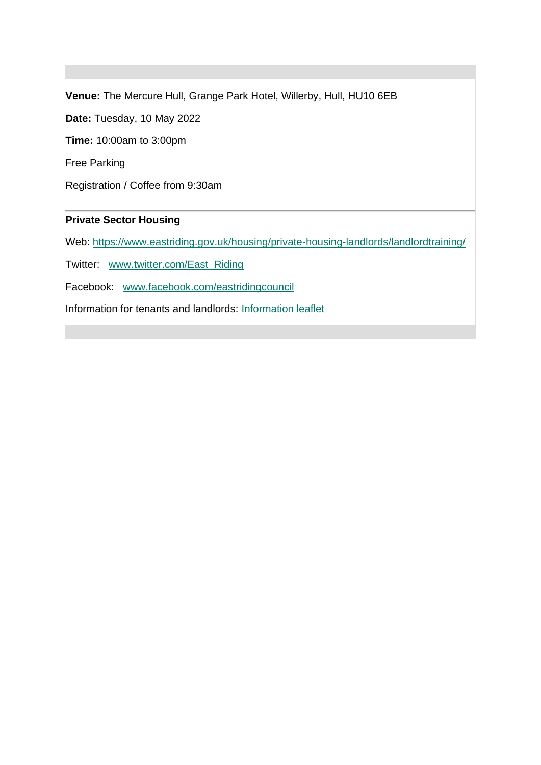**Venue:** The Mercure Hull, Grange Park Hotel, Willerby, Hull, HU10 6EB

**Date:** Tuesday, 10 May 2022

**Time:** 10:00am to 3:00pm

Free Parking

Registration / Coffee from 9:30am

---

**Private Sector Housing**

Web: [https://www.eastriding.gov.uk/housing/private-housing-landlords/landlordtraining/](https://www.eastriding.gov.uk/housing/private-housing-landlords/landlordtraining/)

Twitter: [www.twitter.com/East_Riding](http://www.twitter.com/East_Riding)

Facebook: [www.facebook.com/eastridingcouncil](http://www.facebook.com/eastridingcouncil)

Information for tenants and landlords: Information leaflet